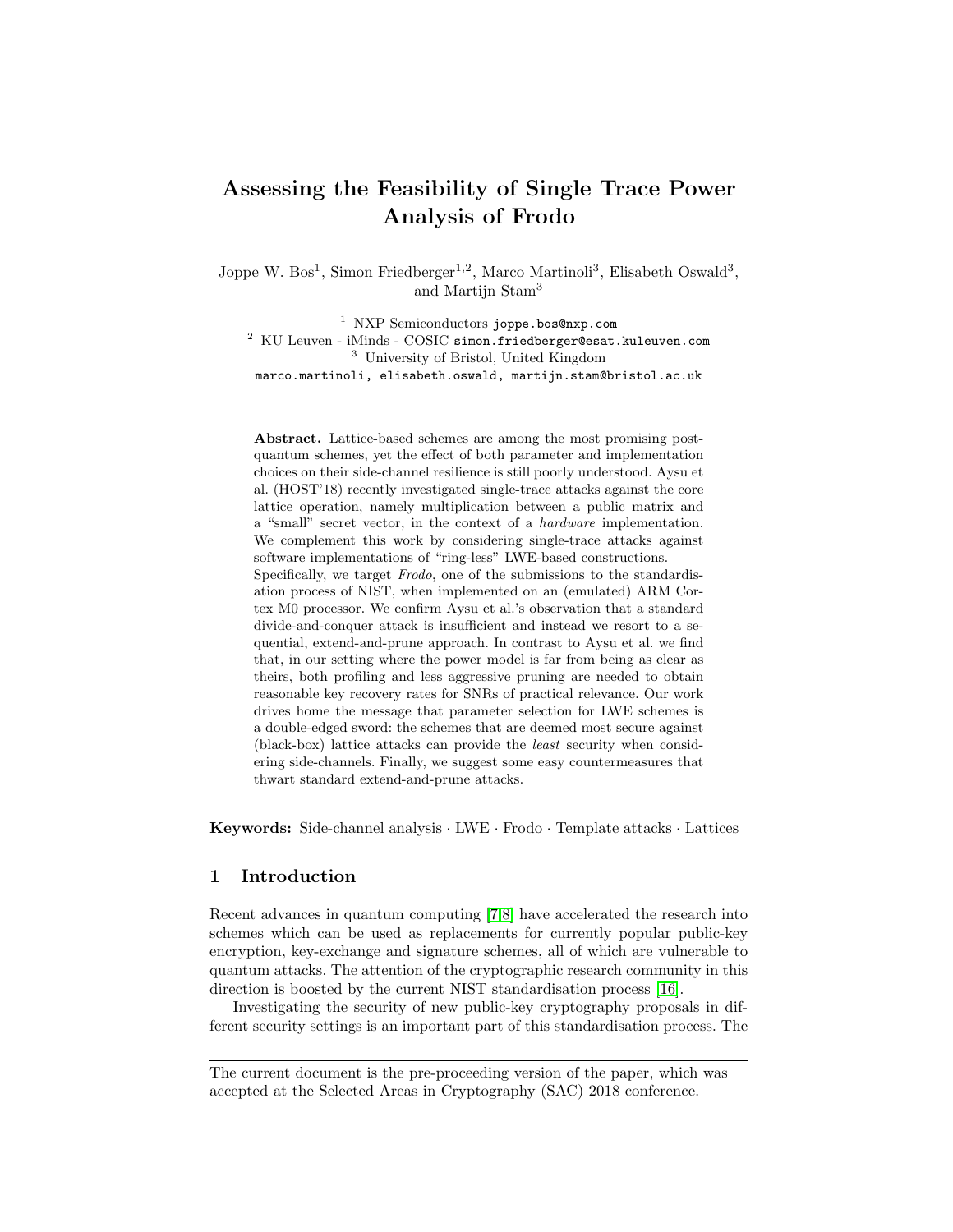# Assessing the Feasibility of Single Trace Power Analysis of Frodo

Joppe W. Bos[1], Simon Friedberger[1,2], Marco Martinoli[3], Elisabeth Oswald[3], and Martijn Stam[3]

[1] NXP Semiconductors `joppe.bos@nxp.com`
[2] KU Leuven - iMinds - COSIC `simon.friedberger@esat.kuleuven.com`
[3] University of Bristol, United Kingdom
`marco.martinoli, elisabeth.oswald, martijn.stam@bristol.ac.uk`

**Abstract.** Lattice-based schemes are among the most promising post-quantum schemes, yet the effect of both parameter and implementation choices on their side-channel resilience is still poorly understood. Aysu et al. (HOST'18) recently investigated single-trace attacks against the core lattice operation, namely multiplication between a public matrix and a "small" secret vector, in the context of a *hardware* implementation. We complement this work by considering single-trace attacks against software implementations of "ring-less" LWE-based constructions.
Specifically, we target *Frodo*, one of the submissions to the standardisation process of NIST, when implemented on an (emulated) ARM Cortex M0 processor. We confirm Aysu et al.'s observation that a standard divide-and-conquer attack is insufficient and instead we resort to a sequential, extend-and-prune approach. In contrast to Aysu et al. we find that, in our setting where the power model is far from being as clear as theirs, both profiling and less aggressive pruning are needed to obtain reasonable key recovery rates for SNRs of practical relevance. Our work drives home the message that parameter selection for LWE schemes is a double-edged sword: the schemes that are deemed most secure against (black-box) lattice attacks can provide the *least* security when considering side-channels. Finally, we suggest some easy countermeasures that thwart standard extend-and-prune attacks.

**Keywords:** Side-channel analysis · LWE · Frodo · Template attacks · Lattices

## 1 Introduction

Recent advances in quantum computing [7,8] have accelerated the research into schemes which can be used as replacements for currently popular public-key encryption, key-exchange and signature schemes, all of which are vulnerable to quantum attacks. The attention of the cryptographic research community in this direction is boosted by the current NIST standardisation process [16].

Investigating the security of new public-key cryptography proposals in different security settings is an important part of this standardisation process. The

The current document is the pre-proceeding version of the paper, which was accepted at the Selected Areas in Cryptography (SAC) 2018 conference.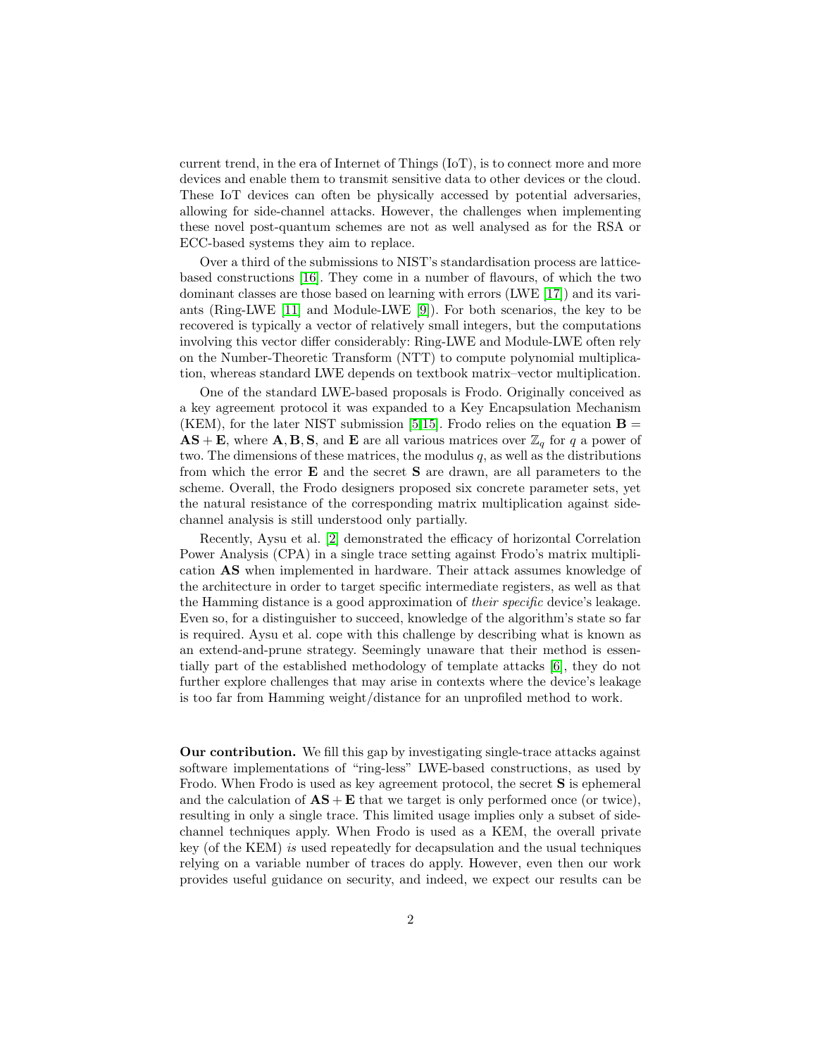current trend, in the era of Internet of Things (IoT), is to connect more and more devices and enable them to transmit sensitive data to other devices or the cloud. These IoT devices can often be physically accessed by potential adversaries, allowing for side-channel attacks. However, the challenges when implementing these novel post-quantum schemes are not as well analysed as for the RSA or ECC-based systems they aim to replace.

Over a third of the submissions to NIST's standardisation process are lattice-based constructions [16]. They come in a number of flavours, of which the two dominant classes are those based on learning with errors (LWE [17]) and its variants (Ring-LWE [11] and Module-LWE [9]). For both scenarios, the key to be recovered is typically a vector of relatively small integers, but the computations involving this vector differ considerably: Ring-LWE and Module-LWE often rely on the Number-Theoretic Transform (NTT) to compute polynomial multiplication, whereas standard LWE depends on textbook matrix–vector multiplication.

One of the standard LWE-based proposals is Frodo. Originally conceived as a key agreement protocol it was expanded to a Key Encapsulation Mechanism (KEM), for the later NIST submission [5,15]. Frodo relies on the equation $\mathbf{B} = \mathbf{AS} + \mathbf{E}$, where $\mathbf{A}, \mathbf{B}, \mathbf{S}$, and $\mathbf{E}$ are all various matrices over $\mathbb{Z}_q$ for $q$ a power of two. The dimensions of these matrices, the modulus $q$, as well as the distributions from which the error $\mathbf{E}$ and the secret $\mathbf{S}$ are drawn, are all parameters to the scheme. Overall, the Frodo designers proposed six concrete parameter sets, yet the natural resistance of the corresponding matrix multiplication against side-channel analysis is still understood only partially.

Recently, Aysu et al. [2] demonstrated the efficacy of horizontal Correlation Power Analysis (CPA) in a single trace setting against Frodo's matrix multiplication $\mathbf{AS}$ when implemented in hardware. Their attack assumes knowledge of the architecture in order to target specific intermediate registers, as well as that the Hamming distance is a good approximation of *their specific* device's leakage. Even so, for a distinguisher to succeed, knowledge of the algorithm's state so far is required. Aysu et al. cope with this challenge by describing what is known as an extend-and-prune strategy. Seemingly unaware that their method is essentially part of the established methodology of template attacks [6], they do not further explore challenges that may arise in contexts where the device's leakage is too far from Hamming weight/distance for an unprofiled method to work.

**Our contribution.** We fill this gap by investigating single-trace attacks against software implementations of "ring-less" LWE-based constructions, as used by Frodo. When Frodo is used as key agreement protocol, the secret $\mathbf{S}$ is ephemeral and the calculation of $\mathbf{AS} + \mathbf{E}$ that we target is only performed once (or twice), resulting in only a single trace. This limited usage implies only a subset of side-channel techniques apply. When Frodo is used as a KEM, the overall private key (of the KEM) *is* used repeatedly for decapsulation and the usual techniques relying on a variable number of traces do apply. However, even then our work provides useful guidance on security, and indeed, we expect our results can be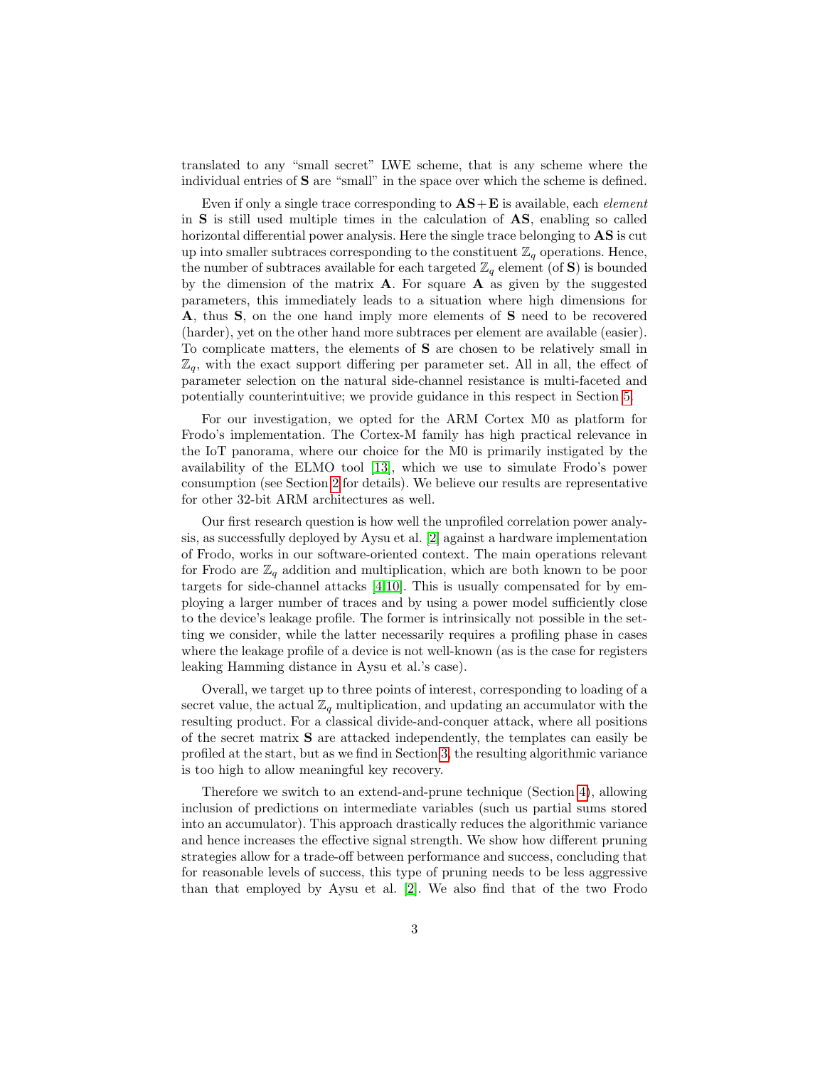translated to any "small secret" LWE scheme, that is any scheme where the individual entries of $\mathbf{S}$ are "small" in the space over which the scheme is defined.

Even if only a single trace corresponding to $\mathbf{AS}+\mathbf{E}$ is available, each *element* in $\mathbf{S}$ is still used multiple times in the calculation of $\mathbf{AS}$, enabling so called horizontal differential power analysis. Here the single trace belonging to $\mathbf{AS}$ is cut up into smaller subtraces corresponding to the constituent $\mathbb{Z}_q$ operations. Hence, the number of subtraces available for each targeted $\mathbb{Z}_q$ element (of $\mathbf{S}$) is bounded by the dimension of the matrix $\mathbf{A}$. For square $\mathbf{A}$ as given by the suggested parameters, this immediately leads to a situation where high dimensions for $\mathbf{A}$, thus $\mathbf{S}$, on the one hand imply more elements of $\mathbf{S}$ need to be recovered (harder), yet on the other hand more subtraces per element are available (easier). To complicate matters, the elements of $\mathbf{S}$ are chosen to be relatively small in $\mathbb{Z}_q$, with the exact support differing per parameter set. All in all, the effect of parameter selection on the natural side-channel resistance is multi-faceted and potentially counterintuitive; we provide guidance in this respect in Section 5.

For our investigation, we opted for the ARM Cortex M0 as platform for Frodo's implementation. The Cortex-M family has high practical relevance in the IoT panorama, where our choice for the M0 is primarily instigated by the availability of the ELMO tool [13], which we use to simulate Frodo's power consumption (see Section 2 for details). We believe our results are representative for other 32-bit ARM architectures as well.

Our first research question is how well the unprofiled correlation power analysis, as successfully deployed by Aysu et al. [2] against a hardware implementation of Frodo, works in our software-oriented context. The main operations relevant for Frodo are $\mathbb{Z}_q$ addition and multiplication, which are both known to be poor targets for side-channel attacks [4,10]. This is usually compensated for by employing a larger number of traces and by using a power model sufficiently close to the device's leakage profile. The former is intrinsically not possible in the setting we consider, while the latter necessarily requires a profiling phase in cases where the leakage profile of a device is not well-known (as is the case for registers leaking Hamming distance in Aysu et al.'s case).

Overall, we target up to three points of interest, corresponding to loading of a secret value, the actual $\mathbb{Z}_q$ multiplication, and updating an accumulator with the resulting product. For a classical divide-and-conquer attack, where all positions of the secret matrix $\mathbf{S}$ are attacked independently, the templates can easily be profiled at the start, but as we find in Section 3, the resulting algorithmic variance is too high to allow meaningful key recovery.

Therefore we switch to an extend-and-prune technique (Section 4), allowing inclusion of predictions on intermediate variables (such us partial sums stored into an accumulator). This approach drastically reduces the algorithmic variance and hence increases the effective signal strength. We show how different pruning strategies allow for a trade-off between performance and success, concluding that for reasonable levels of success, this type of pruning needs to be less aggressive than that employed by Aysu et al. [2]. We also find that of the two Frodo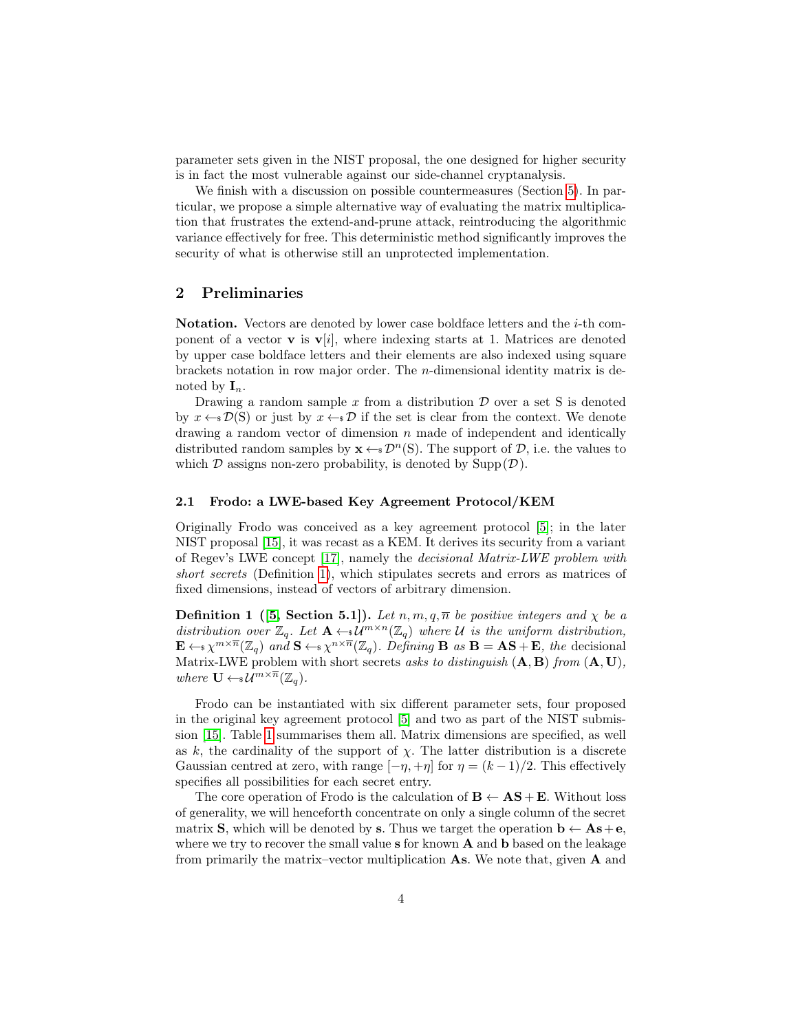parameter sets given in the NIST proposal, the one designed for higher security is in fact the most vulnerable against our side-channel cryptanalysis.

We finish with a discussion on possible countermeasures (Section 5). In particular, we propose a simple alternative way of evaluating the matrix multiplication that frustrates the extend-and-prune attack, reintroducing the algorithmic variance effectively for free. This deterministic method significantly improves the security of what is otherwise still an unprotected implementation.

## 2 Preliminaries

**Notation.** Vectors are denoted by lower case boldface letters and the $i$-th component of a vector $\mathbf{v}$ is $\mathbf{v}[i]$, where indexing starts at 1. Matrices are denoted by upper case boldface letters and their elements are also indexed using square brackets notation in row major order. The $n$-dimensional identity matrix is denoted by $\mathbf{I}_n$.

Drawing a random sample $x$ from a distribution $\mathcal{D}$ over a set S is denoted by $x \leftarrow\!\!\$\, \mathcal{D}(\mathrm{S})$ or just by $x \leftarrow\!\!\$\, \mathcal{D}$ if the set is clear from the context. We denote drawing a random vector of dimension $n$ made of independent and identically distributed random samples by $\mathbf{x} \leftarrow\!\!\$\, \mathcal{D}^n(\mathrm{S})$. The support of $\mathcal{D}$, i.e. the values to which $\mathcal{D}$ assigns non-zero probability, is denoted by $\mathrm{Supp}(\mathcal{D})$.

### 2.1 Frodo: a LWE-based Key Agreement Protocol/KEM

Originally Frodo was conceived as a key agreement protocol [5]; in the later NIST proposal [15], it was recast as a KEM. It derives its security from a variant of Regev's LWE concept [17], namely the *decisional Matrix-LWE problem with short secrets* (Definition 1), which stipulates secrets and errors as matrices of fixed dimensions, instead of vectors of arbitrary dimension.

**Definition 1 ([5, Section 5.1]).** *Let $n, m, q, \overline{n}$ be positive integers and $\chi$ be a distribution over $\mathbb{Z}_q$. Let $\mathbf{A} \leftarrow\!\!\$\, \mathcal{U}^{m \times n}(\mathbb{Z}_q)$ where $\mathcal{U}$ is the uniform distribution, $\mathbf{E} \leftarrow\!\!\$\, \chi^{m \times \overline{n}}(\mathbb{Z}_q)$ and $\mathbf{S} \leftarrow\!\!\$\, \chi^{n \times \overline{n}}(\mathbb{Z}_q)$. Defining $\mathbf{B}$ as $\mathbf{B} = \mathbf{AS} + \mathbf{E}$, the* decisional Matrix-LWE problem with short secrets *asks to distinguish $(\mathbf{A}, \mathbf{B})$ from $(\mathbf{A}, \mathbf{U})$, where $\mathbf{U} \leftarrow\!\!\$\, \mathcal{U}^{m \times \overline{n}}(\mathbb{Z}_q)$.*

Frodo can be instantiated with six different parameter sets, four proposed in the original key agreement protocol [5] and two as part of the NIST submission [15]. Table 1 summarises them all. Matrix dimensions are specified, as well as $k$, the cardinality of the support of $\chi$. The latter distribution is a discrete Gaussian centred at zero, with range $[-\eta, +\eta]$ for $\eta = (k-1)/2$. This effectively specifies all possibilities for each secret entry.

The core operation of Frodo is the calculation of $\mathbf{B} \leftarrow \mathbf{AS} + \mathbf{E}$. Without loss of generality, we will henceforth concentrate on only a single column of the secret matrix $\mathbf{S}$, which will be denoted by $\mathbf{s}$. Thus we target the operation $\mathbf{b} \leftarrow \mathbf{As} + \mathbf{e}$, where we try to recover the small value $\mathbf{s}$ for known $\mathbf{A}$ and $\mathbf{b}$ based on the leakage from primarily the matrix–vector multiplication $\mathbf{As}$. We note that, given $\mathbf{A}$ and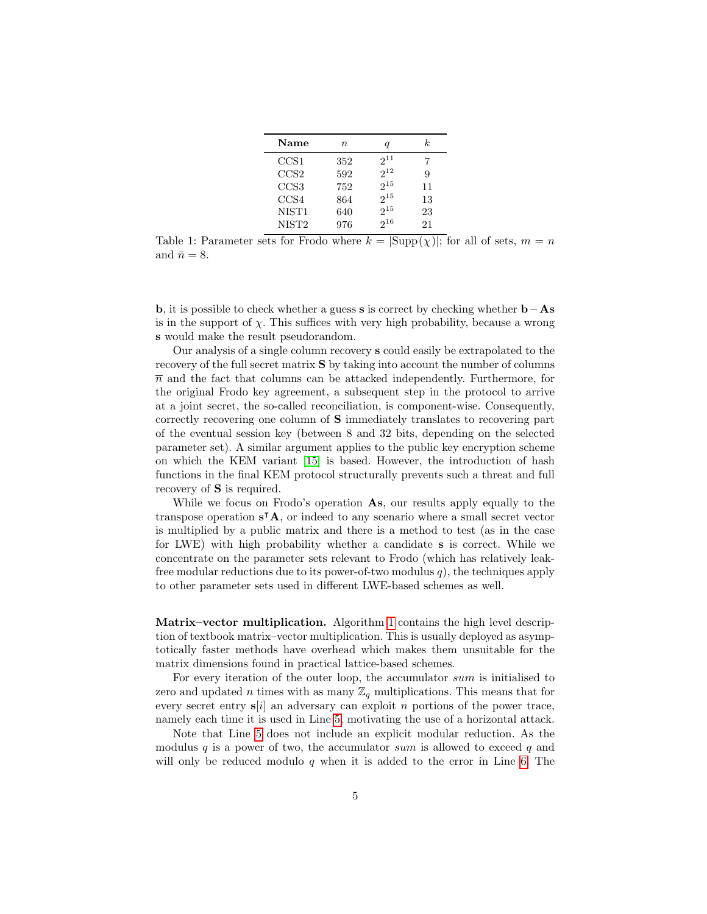| **Name** | $n$ | $q$ | $k$ |
|---|---|---|---|
| CCS1 | 352 | $2^{11}$ | 7 |
| CCS2 | 592 | $2^{12}$ | 9 |
| CCS3 | 752 | $2^{15}$ | 11 |
| CCS4 | 864 | $2^{15}$ | 13 |
| NIST1 | 640 | $2^{15}$ | 23 |
| NIST2 | 976 | $2^{16}$ | 21 |

Table 1: Parameter sets for Frodo where $k = |\mathrm{Supp}(\chi)|$; for all of sets, $m = n$ and $\bar{n} = 8$.

$\mathbf{b}$, it is possible to check whether a guess $\mathbf{s}$ is correct by checking whether $\mathbf{b} - \mathbf{A}\mathbf{s}$ is in the support of $\chi$. This suffices with very high probability, because a wrong $\mathbf{s}$ would make the result pseudorandom.

Our analysis of a single column recovery $\mathbf{s}$ could easily be extrapolated to the recovery of the full secret matrix $\mathbf{S}$ by taking into account the number of columns $\overline{n}$ and the fact that columns can be attacked independently. Furthermore, for the original Frodo key agreement, a subsequent step in the protocol to arrive at a joint secret, the so-called reconciliation, is component-wise. Consequently, correctly recovering one column of $\mathbf{S}$ immediately translates to recovering part of the eventual session key (between 8 and 32 bits, depending on the selected parameter set). A similar argument applies to the public key encryption scheme on which the KEM variant [15] is based. However, the introduction of hash functions in the final KEM protocol structurally prevents such a threat and full recovery of $\mathbf{S}$ is required.

While we focus on Frodo's operation $\mathbf{A}\mathbf{s}$, our results apply equally to the transpose operation $\mathbf{s}^{\intercal}\mathbf{A}$, or indeed to any scenario where a small secret vector is multiplied by a public matrix and there is a method to test (as in the case for LWE) with high probability whether a candidate $\mathbf{s}$ is correct. While we concentrate on the parameter sets relevant to Frodo (which has relatively leak-free modular reductions due to its power-of-two modulus $q$), the techniques apply to other parameter sets used in different LWE-based schemes as well.

**Matrix–vector multiplication.** Algorithm 1 contains the high level description of textbook matrix–vector multiplication. This is usually deployed as asymptotically faster methods have overhead which makes them unsuitable for the matrix dimensions found in practical lattice-based schemes.

For every iteration of the outer loop, the accumulator *sum* is initialised to zero and updated $n$ times with as many $\mathbb{Z}_q$ multiplications. This means that for every secret entry $\mathbf{s}[i]$ an adversary can exploit $n$ portions of the power trace, namely each time it is used in Line 5, motivating the use of a horizontal attack.

Note that Line 5 does not include an explicit modular reduction. As the modulus $q$ is a power of two, the accumulator *sum* is allowed to exceed $q$ and will only be reduced modulo $q$ when it is added to the error in Line 6. The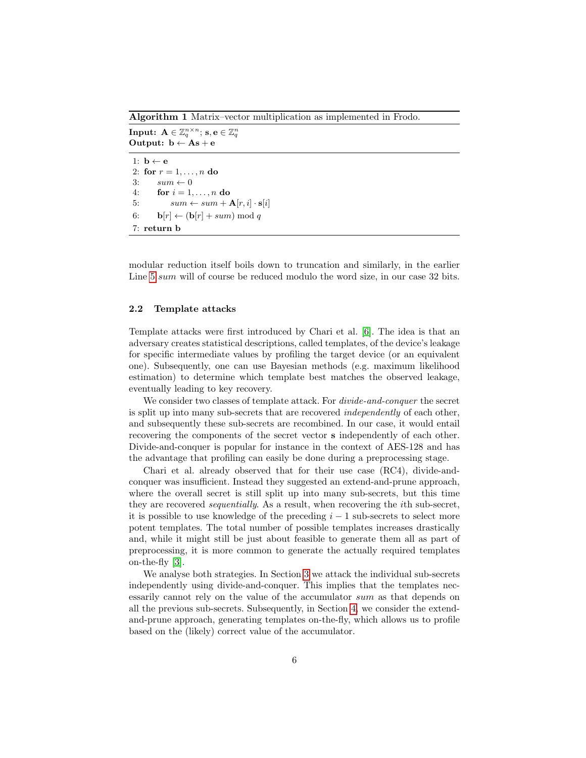**Algorithm 1** Matrix–vector multiplication as implemented in Frodo.

**Input:** $\mathbf{A} \in \mathbb{Z}_q^{n\times n}$; $\mathbf{s}, \mathbf{e} \in \mathbb{Z}_q^n$
**Output:** $\mathbf{b} \leftarrow \mathbf{A}\mathbf{s} + \mathbf{e}$

```
1: b ← e
2: for r = 1, ..., n do
3:     sum ← 0
4:     for i = 1, ..., n do
5:         sum ← sum + A[r, i] · s[i]
6:     b[r] ← (b[r] + sum) mod q
7: return b
```

modular reduction itself boils down to truncation and similarly, in the earlier Line 5 *sum* will of course be reduced modulo the word size, in our case 32 bits.

### 2.2 Template attacks

Template attacks were first introduced by Chari et al. [6]. The idea is that an adversary creates statistical descriptions, called templates, of the device's leakage for specific intermediate values by profiling the target device (or an equivalent one). Subsequently, one can use Bayesian methods (e.g. maximum likelihood estimation) to determine which template best matches the observed leakage, eventually leading to key recovery.

We consider two classes of template attack. For *divide-and-conquer* the secret is split up into many sub-secrets that are recovered *independently* of each other, and subsequently these sub-secrets are recombined. In our case, it would entail recovering the components of the secret vector $\mathbf{s}$ independently of each other. Divide-and-conquer is popular for instance in the context of AES-128 and has the advantage that profiling can easily be done during a preprocessing stage.

Chari et al. already observed that for their use case (RC4), divide-and-conquer was insufficient. Instead they suggested an extend-and-prune approach, where the overall secret is still split up into many sub-secrets, but this time they are recovered *sequentially*. As a result, when recovering the $i$th sub-secret, it is possible to use knowledge of the preceding $i - 1$ sub-secrets to select more potent templates. The total number of possible templates increases drastically and, while it might still be just about feasible to generate them all as part of preprocessing, it is more common to generate the actually required templates on-the-fly [3].

We analyse both strategies. In Section 3 we attack the individual sub-secrets independently using divide-and-conquer. This implies that the templates necessarily cannot rely on the value of the accumulator *sum* as that depends on all the previous sub-secrets. Subsequently, in Section 4, we consider the extend-and-prune approach, generating templates on-the-fly, which allows us to profile based on the (likely) correct value of the accumulator.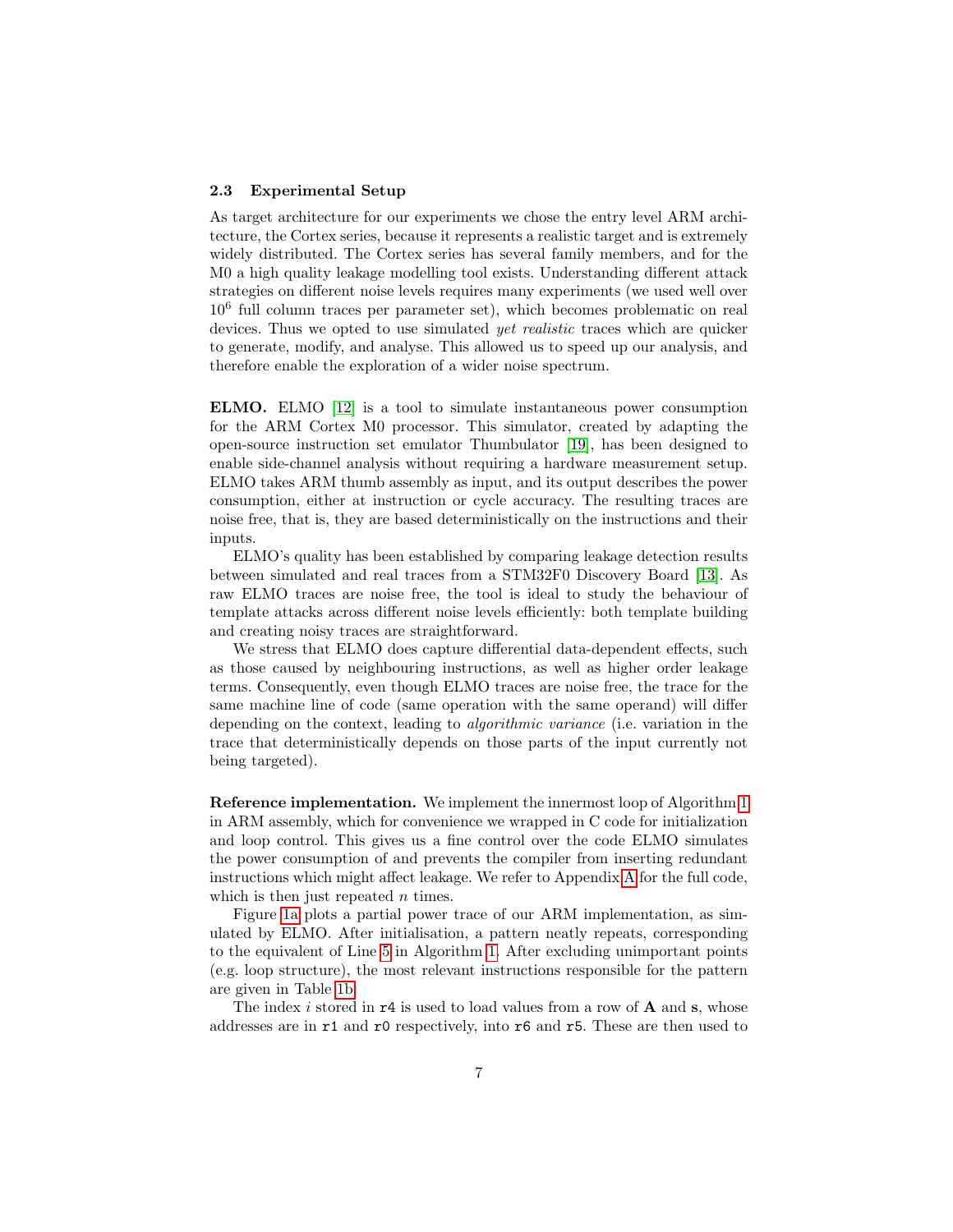### 2.3 Experimental Setup

As target architecture for our experiments we chose the entry level ARM architecture, the Cortex series, because it represents a realistic target and is extremely widely distributed. The Cortex series has several family members, and for the M0 a high quality leakage modelling tool exists. Understanding different attack strategies on different noise levels requires many experiments (we used well over $10^6$ full column traces per parameter set), which becomes problematic on real devices. Thus we opted to use simulated *yet realistic* traces which are quicker to generate, modify, and analyse. This allowed us to speed up our analysis, and therefore enable the exploration of a wider noise spectrum.

**ELMO.** ELMO [12] is a tool to simulate instantaneous power consumption for the ARM Cortex M0 processor. This simulator, created by adapting the open-source instruction set emulator Thumbulator [19], has been designed to enable side-channel analysis without requiring a hardware measurement setup. ELMO takes ARM thumb assembly as input, and its output describes the power consumption, either at instruction or cycle accuracy. The resulting traces are noise free, that is, they are based deterministically on the instructions and their inputs.

ELMO's quality has been established by comparing leakage detection results between simulated and real traces from a STM32F0 Discovery Board [13]. As raw ELMO traces are noise free, the tool is ideal to study the behaviour of template attacks across different noise levels efficiently: both template building and creating noisy traces are straightforward.

We stress that ELMO does capture differential data-dependent effects, such as those caused by neighbouring instructions, as well as higher order leakage terms. Consequently, even though ELMO traces are noise free, the trace for the same machine line of code (same operation with the same operand) will differ depending on the context, leading to *algorithmic variance* (i.e. variation in the trace that deterministically depends on those parts of the input currently not being targeted).

**Reference implementation.** We implement the innermost loop of Algorithm 1 in ARM assembly, which for convenience we wrapped in C code for initialization and loop control. This gives us a fine control over the code ELMO simulates the power consumption of and prevents the compiler from inserting redundant instructions which might affect leakage. We refer to Appendix A for the full code, which is then just repeated $n$ times.

Figure 1a plots a partial power trace of our ARM implementation, as simulated by ELMO. After initialisation, a pattern neatly repeats, corresponding to the equivalent of Line 5 in Algorithm 1. After excluding unimportant points (e.g. loop structure), the most relevant instructions responsible for the pattern are given in Table 1b.

The index $i$ stored in `r4` is used to load values from a row of $\mathbf{A}$ and $\mathbf{s}$, whose addresses are in `r1` and `r0` respectively, into `r6` and `r5`. These are then used to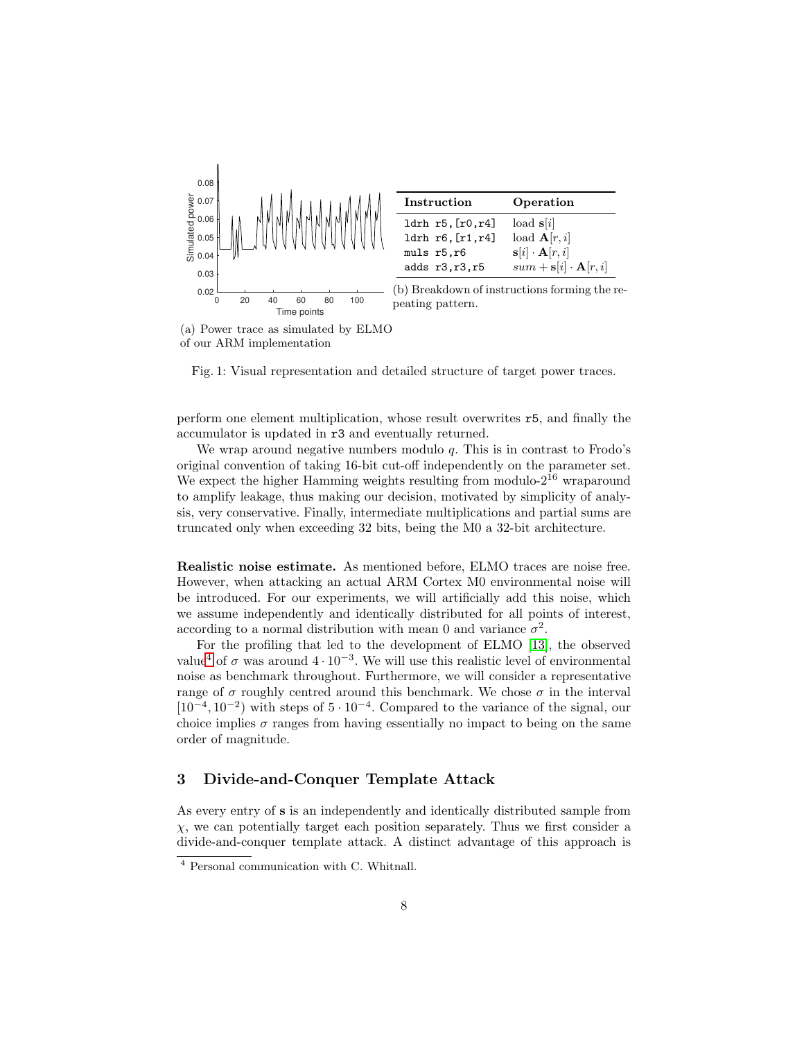| Instruction | Operation |
|---|---|
| `ldrh r5,[r0,r4]` | load $\mathbf{s}[i]$ |
| `ldrh r6,[r1,r4]` | load $\mathbf{A}[r,i]$ |
| `muls r5,r6` | $\mathbf{s}[i] \cdot \mathbf{A}[r,i]$ |
| `adds r3,r3,r5` | $sum + \mathbf{s}[i] \cdot \mathbf{A}[r,i]$ |

(a) Power trace as simulated by ELMO of our ARM implementation

(b) Breakdown of instructions forming the repeating pattern.

Fig. 1: Visual representation and detailed structure of target power traces.

perform one element multiplication, whose result overwrites `r5`, and finally the accumulator is updated in `r3` and eventually returned.

We wrap around negative numbers modulo $q$. This is in contrast to Frodo's original convention of taking 16-bit cut-off independently on the parameter set. We expect the higher Hamming weights resulting from modulo-$2^{16}$ wraparound to amplify leakage, thus making our decision, motivated by simplicity of analysis, very conservative. Finally, intermediate multiplications and partial sums are truncated only when exceeding 32 bits, being the M0 a 32-bit architecture.

**Realistic noise estimate.** As mentioned before, ELMO traces are noise free. However, when attacking an actual ARM Cortex M0 environmental noise will be introduced. For our experiments, we will artificially add this noise, which we assume independently and identically distributed for all points of interest, according to a normal distribution with mean 0 and variance $\sigma^2$.

For the profiling that led to the development of ELMO [13], the observed value[4] of $\sigma$ was around $4 \cdot 10^{-3}$. We will use this realistic level of environmental noise as benchmark throughout. Furthermore, we will consider a representative range of $\sigma$ roughly centred around this benchmark. We chose $\sigma$ in the interval $[10^{-4}, 10^{-2})$ with steps of $5 \cdot 10^{-4}$. Compared to the variance of the signal, our choice implies $\sigma$ ranges from having essentially no impact to being on the same order of magnitude.

## 3 Divide-and-Conquer Template Attack

As every entry of $\mathbf{s}$ is an independently and identically distributed sample from $\chi$, we can potentially target each position separately. Thus we first consider a divide-and-conquer template attack. A distinct advantage of this approach is

[4] Personal communication with C. Whitnall.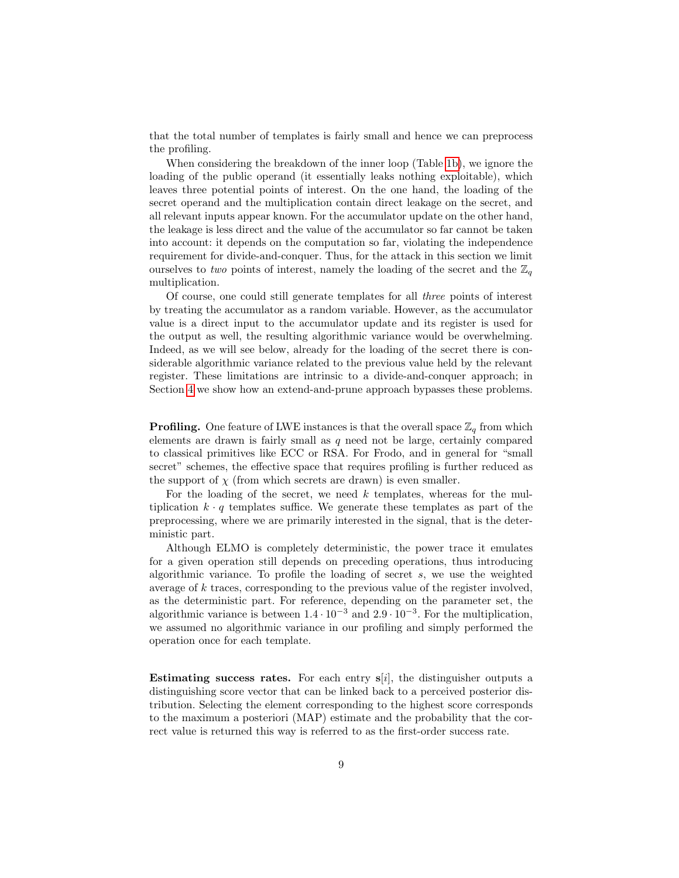that the total number of templates is fairly small and hence we can preprocess the profiling.

When considering the breakdown of the inner loop (Table 1b), we ignore the loading of the public operand (it essentially leaks nothing exploitable), which leaves three potential points of interest. On the one hand, the loading of the secret operand and the multiplication contain direct leakage on the secret, and all relevant inputs appear known. For the accumulator update on the other hand, the leakage is less direct and the value of the accumulator so far cannot be taken into account: it depends on the computation so far, violating the independence requirement for divide-and-conquer. Thus, for the attack in this section we limit ourselves to *two* points of interest, namely the loading of the secret and the $\mathbb{Z}_q$ multiplication.

Of course, one could still generate templates for all *three* points of interest by treating the accumulator as a random variable. However, as the accumulator value is a direct input to the accumulator update and its register is used for the output as well, the resulting algorithmic variance would be overwhelming. Indeed, as we will see below, already for the loading of the secret there is considerable algorithmic variance related to the previous value held by the relevant register. These limitations are intrinsic to a divide-and-conquer approach; in Section 4 we show how an extend-and-prune approach bypasses these problems.

**Profiling.** One feature of LWE instances is that the overall space $\mathbb{Z}_q$ from which elements are drawn is fairly small as $q$ need not be large, certainly compared to classical primitives like ECC or RSA. For Frodo, and in general for "small secret" schemes, the effective space that requires profiling is further reduced as the support of $\chi$ (from which secrets are drawn) is even smaller.

For the loading of the secret, we need $k$ templates, whereas for the multiplication $k \cdot q$ templates suffice. We generate these templates as part of the preprocessing, where we are primarily interested in the signal, that is the deterministic part.

Although ELMO is completely deterministic, the power trace it emulates for a given operation still depends on preceding operations, thus introducing algorithmic variance. To profile the loading of secret $s$, we use the weighted average of $k$ traces, corresponding to the previous value of the register involved, as the deterministic part. For reference, depending on the parameter set, the algorithmic variance is between $1.4 \cdot 10^{-3}$ and $2.9 \cdot 10^{-3}$. For the multiplication, we assumed no algorithmic variance in our profiling and simply performed the operation once for each template.

**Estimating success rates.** For each entry $\mathbf{s}[i]$, the distinguisher outputs a distinguishing score vector that can be linked back to a perceived posterior distribution. Selecting the element corresponding to the highest score corresponds to the maximum a posteriori (MAP) estimate and the probability that the correct value is returned this way is referred to as the first-order success rate.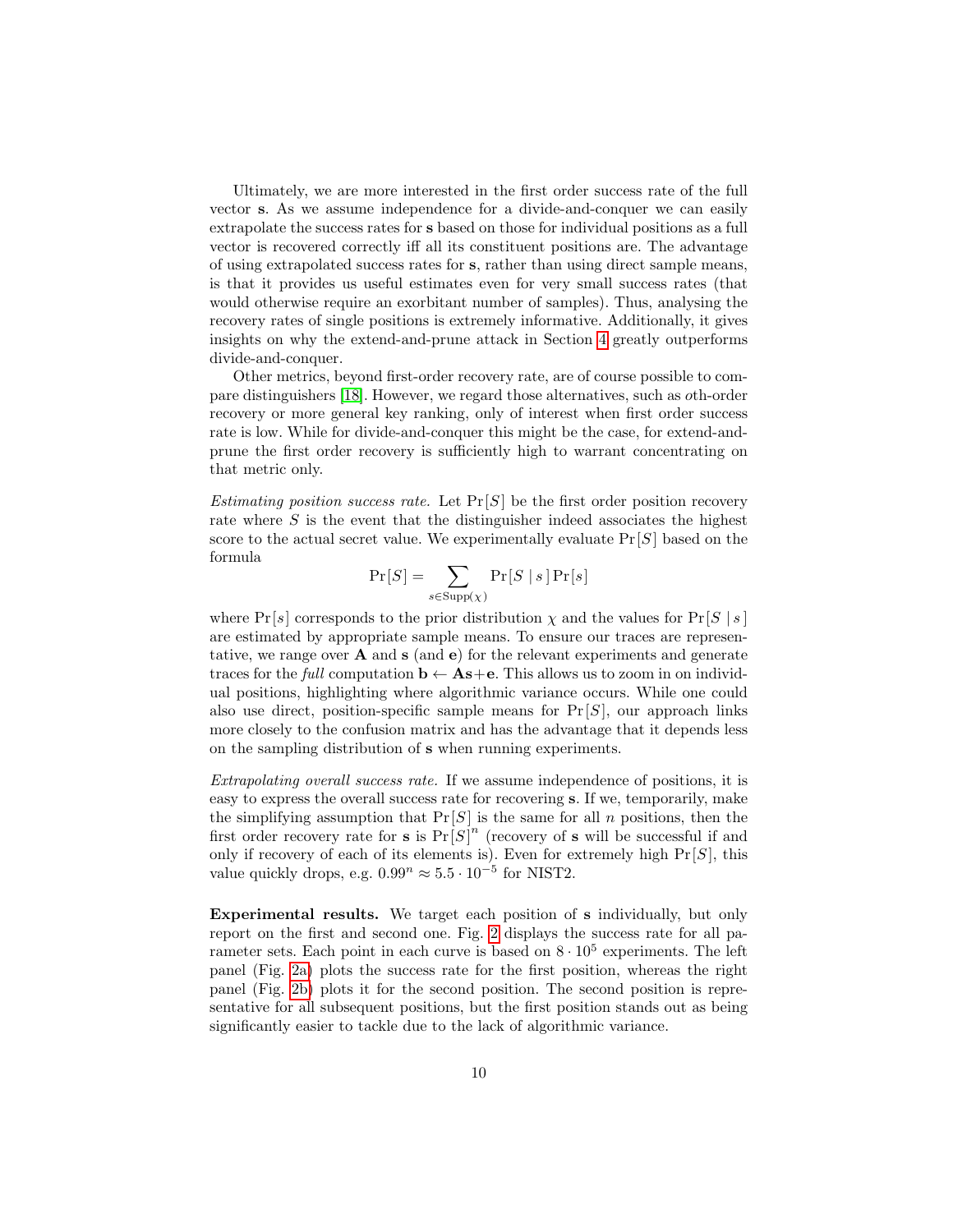Ultimately, we are more interested in the first order success rate of the full vector $\mathbf{s}$. As we assume independence for a divide-and-conquer we can easily extrapolate the success rates for $\mathbf{s}$ based on those for individual positions as a full vector is recovered correctly iff all its constituent positions are. The advantage of using extrapolated success rates for $\mathbf{s}$, rather than using direct sample means, is that it provides us useful estimates even for very small success rates (that would otherwise require an exorbitant number of samples). Thus, analysing the recovery rates of single positions is extremely informative. Additionally, it gives insights on why the extend-and-prune attack in Section 4 greatly outperforms divide-and-conquer.

Other metrics, beyond first-order recovery rate, are of course possible to compare distinguishers [18]. However, we regard those alternatives, such as $o$th-order recovery or more general key ranking, only of interest when first order success rate is low. While for divide-and-conquer this might be the case, for extend-and-prune the first order recovery is sufficiently high to warrant concentrating on that metric only.

*Estimating position success rate.* Let $\Pr[S]$ be the first order position recovery rate where $S$ is the event that the distinguisher indeed associates the highest score to the actual secret value. We experimentally evaluate $\Pr[S]$ based on the formula

$$\Pr[S] = \sum_{s \in \mathrm{Supp}(\chi)} \Pr[S \mid s] \Pr[s]$$

where $\Pr[s]$ corresponds to the prior distribution $\chi$ and the values for $\Pr[S \mid s]$ are estimated by appropriate sample means. To ensure our traces are representative, we range over $\mathbf{A}$ and $\mathbf{s}$ (and $\mathbf{e}$) for the relevant experiments and generate traces for the *full* computation $\mathbf{b} \leftarrow \mathbf{A}\mathbf{s}+\mathbf{e}$. This allows us to zoom in on individual positions, highlighting where algorithmic variance occurs. While one could also use direct, position-specific sample means for $\Pr[S]$, our approach links more closely to the confusion matrix and has the advantage that it depends less on the sampling distribution of $\mathbf{s}$ when running experiments.

*Extrapolating overall success rate.* If we assume independence of positions, it is easy to express the overall success rate for recovering $\mathbf{s}$. If we, temporarily, make the simplifying assumption that $\Pr[S]$ is the same for all $n$ positions, then the first order recovery rate for $\mathbf{s}$ is $\Pr[S]^n$ (recovery of $\mathbf{s}$ will be successful if and only if recovery of each of its elements is). Even for extremely high $\Pr[S]$, this value quickly drops, e.g. $0.99^n \approx 5.5 \cdot 10^{-5}$ for NIST2.

**Experimental results.** We target each position of $\mathbf{s}$ individually, but only report on the first and second one. Fig. 2 displays the success rate for all parameter sets. Each point in each curve is based on $8 \cdot 10^5$ experiments. The left panel (Fig. 2a) plots the success rate for the first position, whereas the right panel (Fig. 2b) plots it for the second position. The second position is representative for all subsequent positions, but the first position stands out as being significantly easier to tackle due to the lack of algorithmic variance.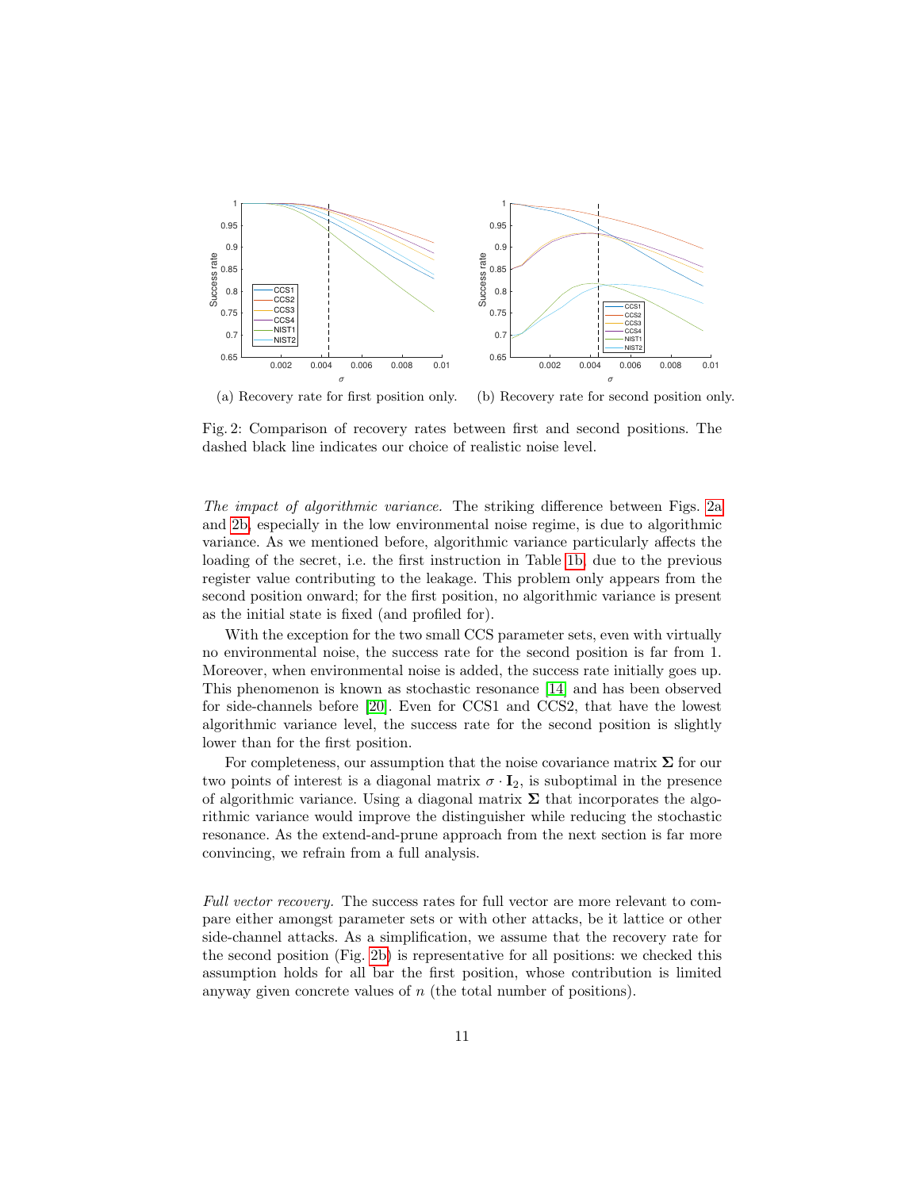(a) Recovery rate for first position only. (b) Recovery rate for second position only.

Fig. 2: Comparison of recovery rates between first and second positions. The dashed black line indicates our choice of realistic noise level.

*The impact of algorithmic variance.* The striking difference between Figs. 2a and 2b, especially in the low environmental noise regime, is due to algorithmic variance. As we mentioned before, algorithmic variance particularly affects the loading of the secret, i.e. the first instruction in Table 1b, due to the previous register value contributing to the leakage. This problem only appears from the second position onward; for the first position, no algorithmic variance is present as the initial state is fixed (and profiled for).

With the exception for the two small CCS parameter sets, even with virtually no environmental noise, the success rate for the second position is far from 1. Moreover, when environmental noise is added, the success rate initially goes up. This phenomenon is known as stochastic resonance [14] and has been observed for side-channels before [20]. Even for CCS1 and CCS2, that have the lowest algorithmic variance level, the success rate for the second position is slightly lower than for the first position.

For completeness, our assumption that the noise covariance matrix $\mathbf{\Sigma}$ for our two points of interest is a diagonal matrix $\sigma \cdot \mathbf{I}_2$, is suboptimal in the presence of algorithmic variance. Using a diagonal matrix $\mathbf{\Sigma}$ that incorporates the algorithmic variance would improve the distinguisher while reducing the stochastic resonance. As the extend-and-prune approach from the next section is far more convincing, we refrain from a full analysis.

*Full vector recovery.* The success rates for full vector are more relevant to compare either amongst parameter sets or with other attacks, be it lattice or other side-channel attacks. As a simplification, we assume that the recovery rate for the second position (Fig. 2b) is representative for all positions: we checked this assumption holds for all bar the first position, whose contribution is limited anyway given concrete values of $n$ (the total number of positions).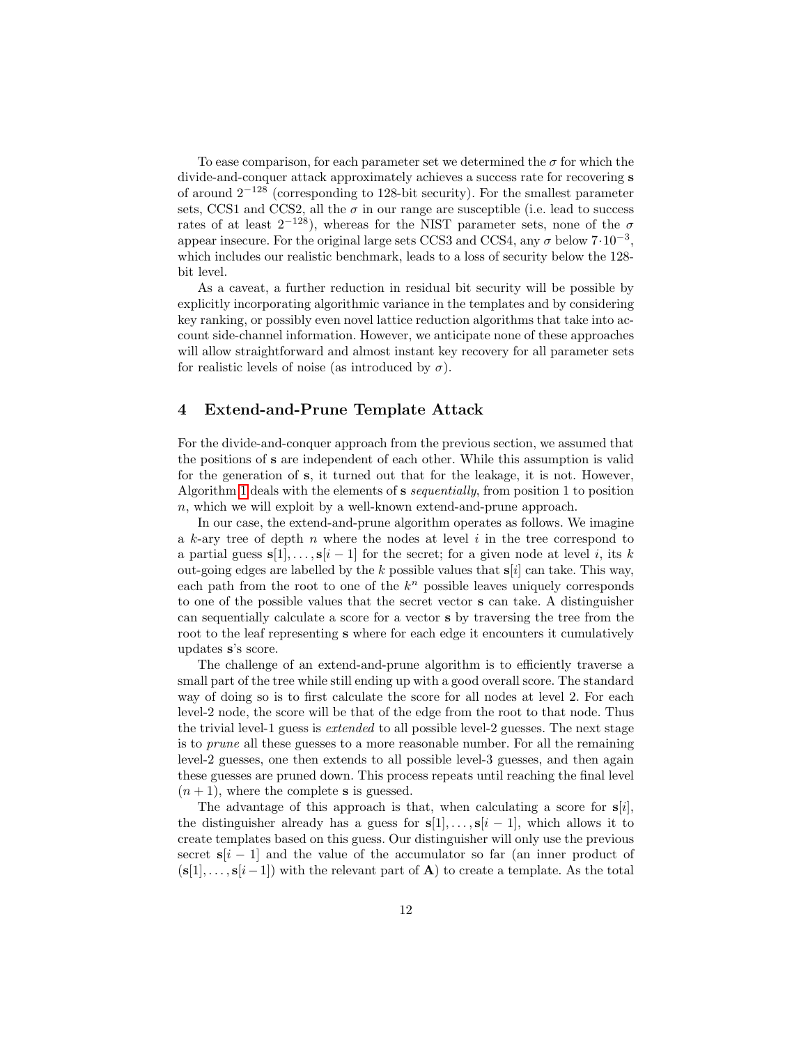To ease comparison, for each parameter set we determined the $\sigma$ for which the divide-and-conquer attack approximately achieves a success rate for recovering $\mathbf{s}$ of around $2^{-128}$ (corresponding to 128-bit security). For the smallest parameter sets, CCS1 and CCS2, all the $\sigma$ in our range are susceptible (i.e. lead to success rates of at least $2^{-128}$), whereas for the NIST parameter sets, none of the $\sigma$ appear insecure. For the original large sets CCS3 and CCS4, any $\sigma$ below $7 \cdot 10^{-3}$, which includes our realistic benchmark, leads to a loss of security below the 128-bit level.

As a caveat, a further reduction in residual bit security will be possible by explicitly incorporating algorithmic variance in the templates and by considering key ranking, or possibly even novel lattice reduction algorithms that take into account side-channel information. However, we anticipate none of these approaches will allow straightforward and almost instant key recovery for all parameter sets for realistic levels of noise (as introduced by $\sigma$).

## 4 Extend-and-Prune Template Attack

For the divide-and-conquer approach from the previous section, we assumed that the positions of $\mathbf{s}$ are independent of each other. While this assumption is valid for the generation of $\mathbf{s}$, it turned out that for the leakage, it is not. However, Algorithm 1 deals with the elements of $\mathbf{s}$ *sequentially*, from position 1 to position $n$, which we will exploit by a well-known extend-and-prune approach.

In our case, the extend-and-prune algorithm operates as follows. We imagine a $k$-ary tree of depth $n$ where the nodes at level $i$ in the tree correspond to a partial guess $\mathbf{s}[1], \ldots, \mathbf{s}[i-1]$ for the secret; for a given node at level $i$, its $k$ out-going edges are labelled by the $k$ possible values that $\mathbf{s}[i]$ can take. This way, each path from the root to one of the $k^n$ possible leaves uniquely corresponds to one of the possible values that the secret vector $\mathbf{s}$ can take. A distinguisher can sequentially calculate a score for a vector $\mathbf{s}$ by traversing the tree from the root to the leaf representing $\mathbf{s}$ where for each edge it encounters it cumulatively updates $\mathbf{s}$'s score.

The challenge of an extend-and-prune algorithm is to efficiently traverse a small part of the tree while still ending up with a good overall score. The standard way of doing so is to first calculate the score for all nodes at level 2. For each level-2 node, the score will be that of the edge from the root to that node. Thus the trivial level-1 guess is *extended* to all possible level-2 guesses. The next stage is to *prune* all these guesses to a more reasonable number. For all the remaining level-2 guesses, one then extends to all possible level-3 guesses, and then again these guesses are pruned down. This process repeats until reaching the final level $(n+1)$, where the complete $\mathbf{s}$ is guessed.

The advantage of this approach is that, when calculating a score for $\mathbf{s}[i]$, the distinguisher already has a guess for $\mathbf{s}[1], \ldots, \mathbf{s}[i-1]$, which allows it to create templates based on this guess. Our distinguisher will only use the previous secret $\mathbf{s}[i-1]$ and the value of the accumulator so far (an inner product of $(\mathbf{s}[1], \ldots, \mathbf{s}[i-1])$ with the relevant part of $\mathbf{A}$) to create a template. As the total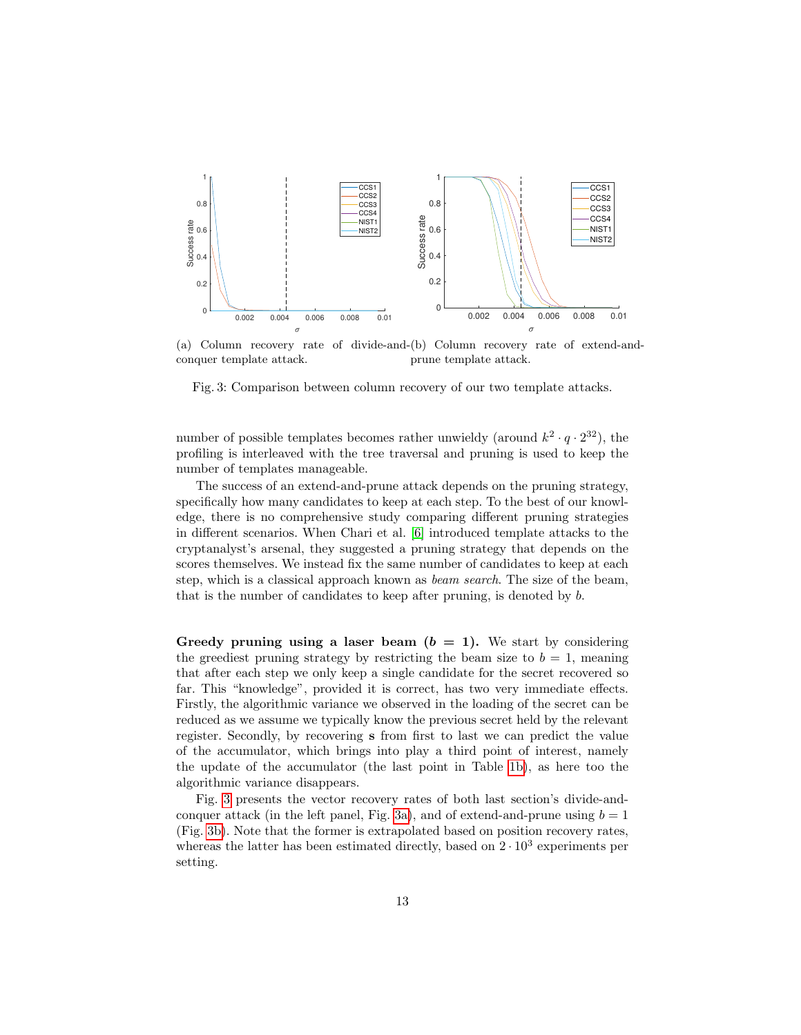(a) Column recovery rate of divide-and-conquer template attack.

(b) Column recovery rate of extend-and-prune template attack.

Fig. 3: Comparison between column recovery of our two template attacks.

number of possible templates becomes rather unwieldy (around $k^2 \cdot q \cdot 2^{32}$), the profiling is interleaved with the tree traversal and pruning is used to keep the number of templates manageable.

The success of an extend-and-prune attack depends on the pruning strategy, specifically how many candidates to keep at each step. To the best of our knowledge, there is no comprehensive study comparing different pruning strategies in different scenarios. When Chari et al. [6] introduced template attacks to the cryptanalyst's arsenal, they suggested a pruning strategy that depends on the scores themselves. We instead fix the same number of candidates to keep at each step, which is a classical approach known as *beam search*. The size of the beam, that is the number of candidates to keep after pruning, is denoted by $b$.

**Greedy pruning using a laser beam ($b = 1$).** We start by considering the greediest pruning strategy by restricting the beam size to $b = 1$, meaning that after each step we only keep a single candidate for the secret recovered so far. This "knowledge", provided it is correct, has two very immediate effects. Firstly, the algorithmic variance we observed in the loading of the secret can be reduced as we assume we typically know the previous secret held by the relevant register. Secondly, by recovering $\mathbf{s}$ from first to last we can predict the value of the accumulator, which brings into play a third point of interest, namely the update of the accumulator (the last point in Table 1b), as here too the algorithmic variance disappears.

Fig. 3 presents the vector recovery rates of both last section's divide-and-conquer attack (in the left panel, Fig. 3a), and of extend-and-prune using $b = 1$ (Fig. 3b). Note that the former is extrapolated based on position recovery rates, whereas the latter has been estimated directly, based on $2 \cdot 10^3$ experiments per setting.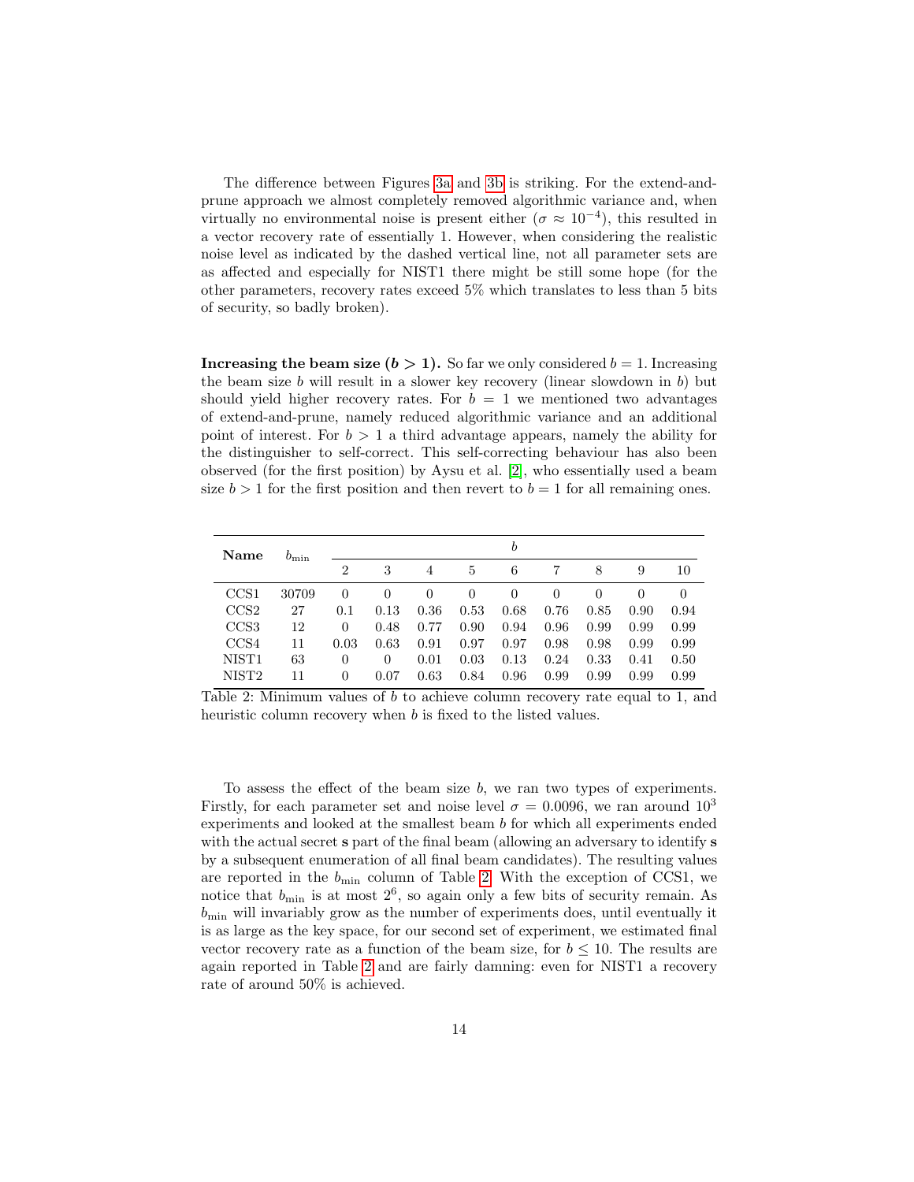The difference between Figures 3a and 3b is striking. For the extend-and-prune approach we almost completely removed algorithmic variance and, when virtually no environmental noise is present either ($\sigma \approx 10^{-4}$), this resulted in a vector recovery rate of essentially 1. However, when considering the realistic noise level as indicated by the dashed vertical line, not all parameter sets are as affected and especially for NIST1 there might be still some hope (for the other parameters, recovery rates exceed 5% which translates to less than 5 bits of security, so badly broken).

**Increasing the beam size ($b > 1$).** So far we only considered $b = 1$. Increasing the beam size $b$ will result in a slower key recovery (linear slowdown in $b$) but should yield higher recovery rates. For $b = 1$ we mentioned two advantages of extend-and-prune, namely reduced algorithmic variance and an additional point of interest. For $b > 1$ a third advantage appears, namely the ability for the distinguisher to self-correct. This self-correcting behaviour has also been observed (for the first position) by Aysu et al. [2], who essentially used a beam size $b > 1$ for the first position and then revert to $b = 1$ for all remaining ones.

| Name | $b_{\min}$ | $b$ | | | | | | | | |
|---|---|---|---|---|---|---|---|---|---|---|
| | | 2 | 3 | 4 | 5 | 6 | 7 | 8 | 9 | 10 |
| CCS1 | 30709 | 0 | 0 | 0 | 0 | 0 | 0 | 0 | 0 | 0 |
| CCS2 | 27 | 0.1 | 0.13 | 0.36 | 0.53 | 0.68 | 0.76 | 0.85 | 0.90 | 0.94 |
| CCS3 | 12 | 0 | 0.48 | 0.77 | 0.90 | 0.94 | 0.96 | 0.99 | 0.99 | 0.99 |
| CCS4 | 11 | 0.03 | 0.63 | 0.91 | 0.97 | 0.97 | 0.98 | 0.98 | 0.99 | 0.99 |
| NIST1 | 63 | 0 | 0 | 0.01 | 0.03 | 0.13 | 0.24 | 0.33 | 0.41 | 0.50 |
| NIST2 | 11 | 0 | 0.07 | 0.63 | 0.84 | 0.96 | 0.99 | 0.99 | 0.99 | 0.99 |

Table 2: Minimum values of $b$ to achieve column recovery rate equal to 1, and heuristic column recovery when $b$ is fixed to the listed values.

To assess the effect of the beam size $b$, we ran two types of experiments. Firstly, for each parameter set and noise level $\sigma = 0.0096$, we ran around $10^3$ experiments and looked at the smallest beam $b$ for which all experiments ended with the actual secret $\mathbf{s}$ part of the final beam (allowing an adversary to identify $\mathbf{s}$ by a subsequent enumeration of all final beam candidates). The resulting values are reported in the $b_{\min}$ column of Table 2. With the exception of CCS1, we notice that $b_{\min}$ is at most $2^6$, so again only a few bits of security remain. As $b_{\min}$ will invariably grow as the number of experiments does, until eventually it is as large as the key space, for our second set of experiment, we estimated final vector recovery rate as a function of the beam size, for $b \leq 10$. The results are again reported in Table 2 and are fairly damning: even for NIST1 a recovery rate of around 50% is achieved.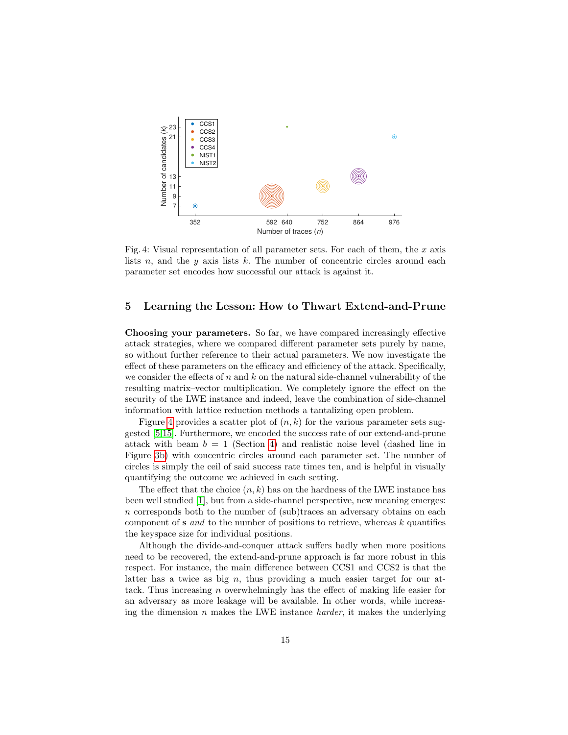Fig. 4: Visual representation of all parameter sets. For each of them, the $x$ axis lists $n$, and the $y$ axis lists $k$. The number of concentric circles around each parameter set encodes how successful our attack is against it.

## 5 Learning the Lesson: How to Thwart Extend-and-Prune

**Choosing your parameters.** So far, we have compared increasingly effective attack strategies, where we compared different parameter sets purely by name, so without further reference to their actual parameters. We now investigate the effect of these parameters on the efficacy and efficiency of the attack. Specifically, we consider the effects of $n$ and $k$ on the natural side-channel vulnerability of the resulting matrix–vector multiplication. We completely ignore the effect on the security of the LWE instance and indeed, leave the combination of side-channel information with lattice reduction methods a tantalizing open problem.

Figure 4 provides a scatter plot of $(n, k)$ for the various parameter sets suggested [5,15]. Furthermore, we encoded the success rate of our extend-and-prune attack with beam $b = 1$ (Section 4) and realistic noise level (dashed line in Figure 3b) with concentric circles around each parameter set. The number of circles is simply the ceil of said success rate times ten, and is helpful in visually quantifying the outcome we achieved in each setting.

The effect that the choice $(n, k)$ has on the hardness of the LWE instance has been well studied [1], but from a side-channel perspective, new meaning emerges: $n$ corresponds both to the number of (sub)traces an adversary obtains on each component of $\mathbf{s}$ *and* to the number of positions to retrieve, whereas $k$ quantifies the keyspace size for individual positions.

Although the divide-and-conquer attack suffers badly when more positions need to be recovered, the extend-and-prune approach is far more robust in this respect. For instance, the main difference between CCS1 and CCS2 is that the latter has a twice as big $n$, thus providing a much easier target for our attack. Thus increasing $n$ overwhelmingly has the effect of making life easier for an adversary as more leakage will be available. In other words, while increasing the dimension $n$ makes the LWE instance *harder*, it makes the underlying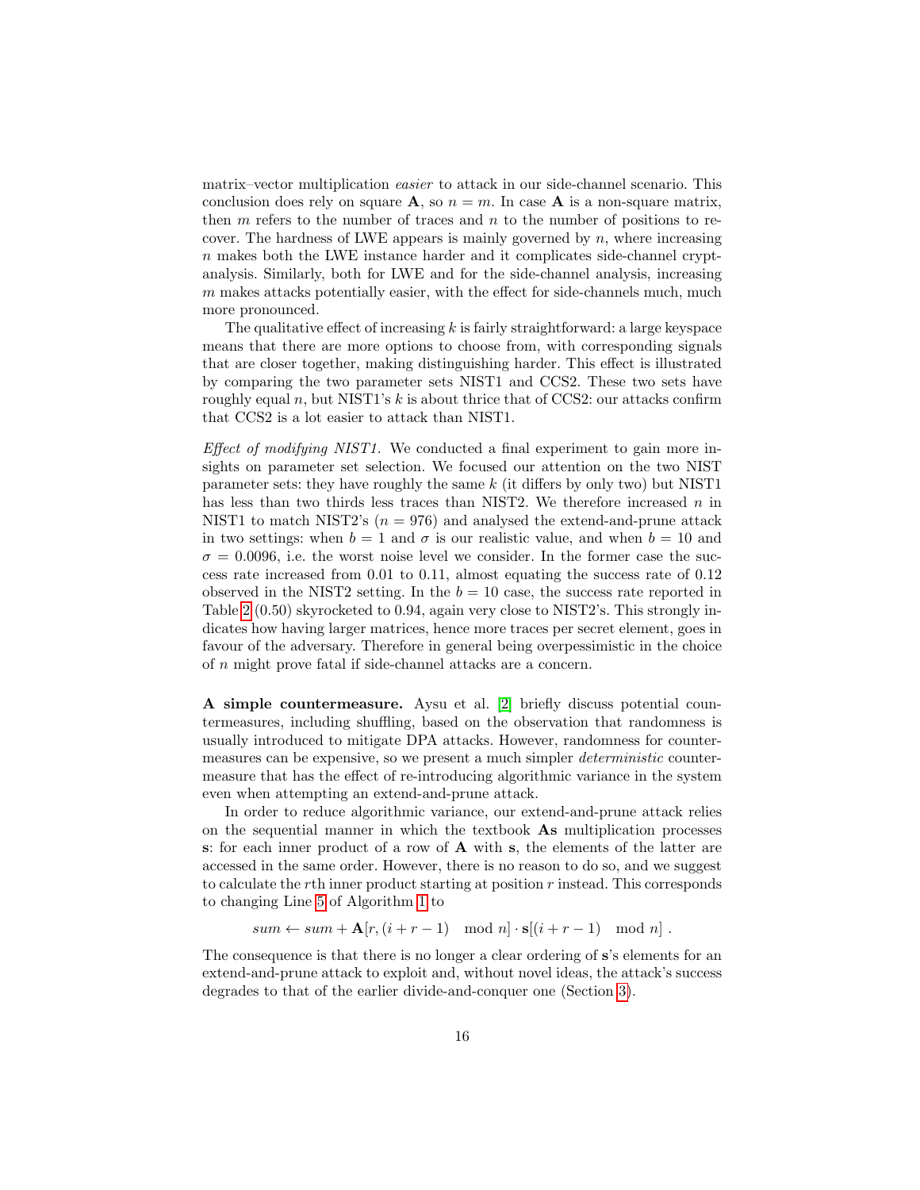matrix–vector multiplication *easier* to attack in our side-channel scenario. This conclusion does rely on square $\mathbf{A}$, so $n = m$. In case $\mathbf{A}$ is a non-square matrix, then $m$ refers to the number of traces and $n$ to the number of positions to recover. The hardness of LWE appears is mainly governed by $n$, where increasing $n$ makes both the LWE instance harder and it complicates side-channel cryptanalysis. Similarly, both for LWE and for the side-channel analysis, increasing $m$ makes attacks potentially easier, with the effect for side-channels much, much more pronounced.

The qualitative effect of increasing $k$ is fairly straightforward: a large keyspace means that there are more options to choose from, with corresponding signals that are closer together, making distinguishing harder. This effect is illustrated by comparing the two parameter sets NIST1 and CCS2. These two sets have roughly equal $n$, but NIST1's $k$ is about thrice that of CCS2: our attacks confirm that CCS2 is a lot easier to attack than NIST1.

*Effect of modifying NIST1.* We conducted a final experiment to gain more insights on parameter set selection. We focused our attention on the two NIST parameter sets: they have roughly the same $k$ (it differs by only two) but NIST1 has less than two thirds less traces than NIST2. We therefore increased $n$ in NIST1 to match NIST2's ($n = 976$) and analysed the extend-and-prune attack in two settings: when $b = 1$ and $\sigma$ is our realistic value, and when $b = 10$ and $\sigma = 0.0096$, i.e. the worst noise level we consider. In the former case the success rate increased from 0.01 to 0.11, almost equating the success rate of 0.12 observed in the NIST2 setting. In the $b = 10$ case, the success rate reported in Table 2 (0.50) skyrocketed to 0.94, again very close to NIST2's. This strongly indicates how having larger matrices, hence more traces per secret element, goes in favour of the adversary. Therefore in general being overpessimistic in the choice of $n$ might prove fatal if side-channel attacks are a concern.

**A simple countermeasure.** Aysu et al. [2] briefly discuss potential countermeasures, including shuffling, based on the observation that randomness is usually introduced to mitigate DPA attacks. However, randomness for countermeasures can be expensive, so we present a much simpler *deterministic* countermeasure that has the effect of re-introducing algorithmic variance in the system even when attempting an extend-and-prune attack.

In order to reduce algorithmic variance, our extend-and-prune attack relies on the sequential manner in which the textbook $\mathbf{As}$ multiplication processes $\mathbf{s}$: for each inner product of a row of $\mathbf{A}$ with $\mathbf{s}$, the elements of the latter are accessed in the same order. However, there is no reason to do so, and we suggest to calculate the $r$th inner product starting at position $r$ instead. This corresponds to changing Line 5 of Algorithm 1 to

$$sum \leftarrow sum + \mathbf{A}[r, (i + r - 1) \mod n] \cdot \mathbf{s}[(i + r - 1) \mod n] \ .$$

The consequence is that there is no longer a clear ordering of $\mathbf{s}$'s elements for an extend-and-prune attack to exploit and, without novel ideas, the attack's success degrades to that of the earlier divide-and-conquer one (Section 3).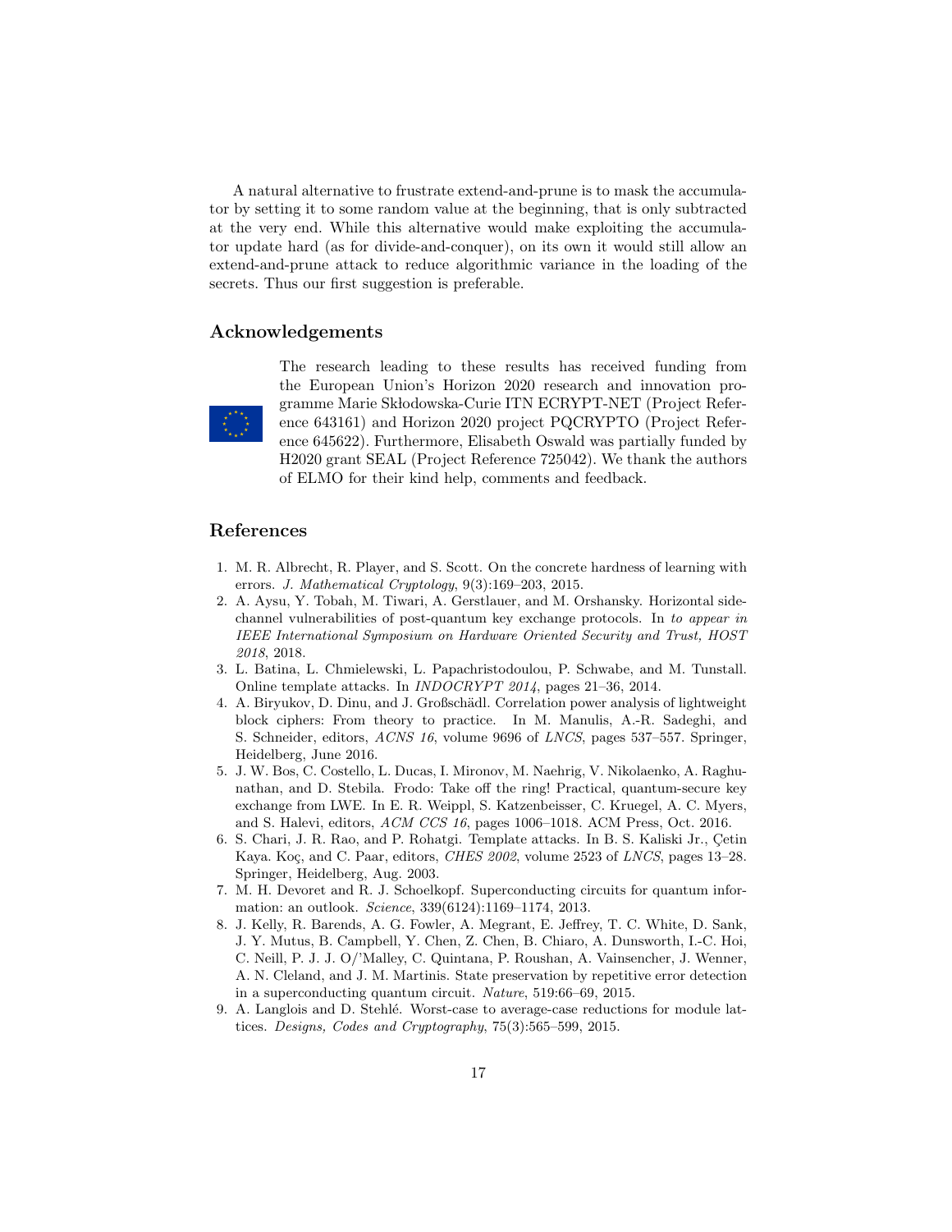A natural alternative to frustrate extend-and-prune is to mask the accumulator by setting it to some random value at the beginning, that is only subtracted at the very end. While this alternative would make exploiting the accumulator update hard (as for divide-and-conquer), on its own it would still allow an extend-and-prune attack to reduce algorithmic variance in the loading of the secrets. Thus our first suggestion is preferable.

## Acknowledgements

The research leading to these results has received funding from the European Union's Horizon 2020 research and innovation programme Marie Skłodowska-Curie ITN ECRYPT-NET (Project Reference 643161) and Horizon 2020 project PQCRYPTO (Project Reference 645622). Furthermore, Elisabeth Oswald was partially funded by H2020 grant SEAL (Project Reference 725042). We thank the authors of ELMO for their kind help, comments and feedback.

## References

1. M. R. Albrecht, R. Player, and S. Scott. On the concrete hardness of learning with errors. *J. Mathematical Cryptology*, 9(3):169–203, 2015.
2. A. Aysu, Y. Tobah, M. Tiwari, A. Gerstlauer, and M. Orshansky. Horizontal side-channel vulnerabilities of post-quantum key exchange protocols. In *to appear in IEEE International Symposium on Hardware Oriented Security and Trust, HOST 2018*, 2018.
3. L. Batina, L. Chmielewski, L. Papachristodoulou, P. Schwabe, and M. Tunstall. Online template attacks. In *INDOCRYPT 2014*, pages 21–36, 2014.
4. A. Biryukov, D. Dinu, and J. Großschädl. Correlation power analysis of lightweight block ciphers: From theory to practice. In M. Manulis, A.-R. Sadeghi, and S. Schneider, editors, *ACNS 16*, volume 9696 of *LNCS*, pages 537–557. Springer, Heidelberg, June 2016.
5. J. W. Bos, C. Costello, L. Ducas, I. Mironov, M. Naehrig, V. Nikolaenko, A. Raghunathan, and D. Stebila. Frodo: Take off the ring! Practical, quantum-secure key exchange from LWE. In E. R. Weippl, S. Katzenbeisser, C. Kruegel, A. C. Myers, and S. Halevi, editors, *ACM CCS 16*, pages 1006–1018. ACM Press, Oct. 2016.
6. S. Chari, J. R. Rao, and P. Rohatgi. Template attacks. In B. S. Kaliski Jr., Çetin Kaya. Koç, and C. Paar, editors, *CHES 2002*, volume 2523 of *LNCS*, pages 13–28. Springer, Heidelberg, Aug. 2003.
7. M. H. Devoret and R. J. Schoelkopf. Superconducting circuits for quantum information: an outlook. *Science*, 339(6124):1169–1174, 2013.
8. J. Kelly, R. Barends, A. G. Fowler, A. Megrant, E. Jeffrey, T. C. White, D. Sank, J. Y. Mutus, B. Campbell, Y. Chen, Z. Chen, B. Chiaro, A. Dunsworth, I.-C. Hoi, C. Neill, P. J. J. O/'Malley, C. Quintana, P. Roushan, A. Vainsencher, J. Wenner, A. N. Cleland, and J. M. Martinis. State preservation by repetitive error detection in a superconducting quantum circuit. *Nature*, 519:66–69, 2015.
9. A. Langlois and D. Stehlé. Worst-case to average-case reductions for module lattices. *Designs, Codes and Cryptography*, 75(3):565–599, 2015.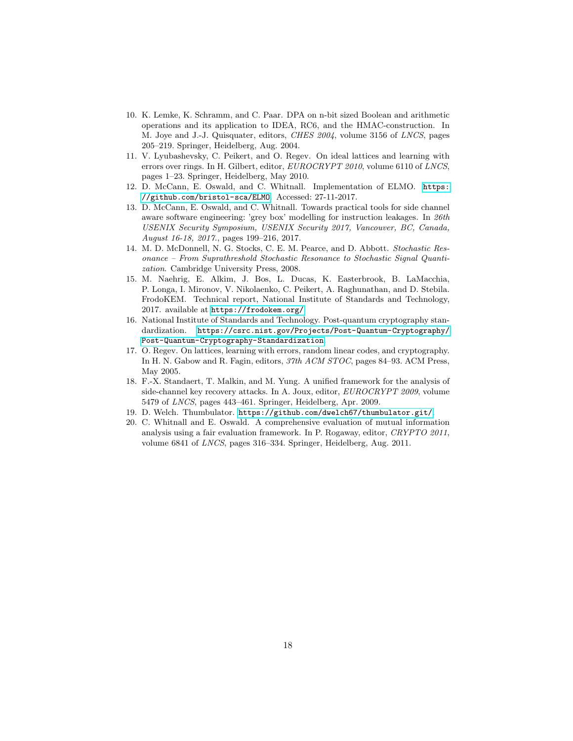10. K. Lemke, K. Schramm, and C. Paar. DPA on n-bit sized Boolean and arithmetic operations and its application to IDEA, RC6, and the HMAC-construction. In M. Joye and J.-J. Quisquater, editors, *CHES 2004*, volume 3156 of *LNCS*, pages 205–219. Springer, Heidelberg, Aug. 2004.
11. V. Lyubashevsky, C. Peikert, and O. Regev. On ideal lattices and learning with errors over rings. In H. Gilbert, editor, *EUROCRYPT 2010*, volume 6110 of *LNCS*, pages 1–23. Springer, Heidelberg, May 2010.
12. D. McCann, E. Oswald, and C. Whitnall. Implementation of ELMO. https://github.com/bristol-sca/ELMO. Accessed: 27-11-2017.
13. D. McCann, E. Oswald, and C. Whitnall. Towards practical tools for side channel aware software engineering: 'grey box' modelling for instruction leakages. In *26th USENIX Security Symposium, USENIX Security 2017, Vancouver, BC, Canada, August 16-18, 2017.*, pages 199–216, 2017.
14. M. D. McDonnell, N. G. Stocks, C. E. M. Pearce, and D. Abbott. *Stochastic Resonance – From Suprathreshold Stochastic Resonance to Stochastic Signal Quantization*. Cambridge University Press, 2008.
15. M. Naehrig, E. Alkim, J. Bos, L. Ducas, K. Easterbrook, B. LaMacchia, P. Longa, I. Mironov, V. Nikolaenko, C. Peikert, A. Raghunathan, and D. Stebila. FrodoKEM. Technical report, National Institute of Standards and Technology, 2017. available at https://frodokem.org/.
16. National Institute of Standards and Technology. Post-quantum cryptography standardization. https://csrc.nist.gov/Projects/Post-Quantum-Cryptography/Post-Quantum-Cryptography-Standardization.
17. O. Regev. On lattices, learning with errors, random linear codes, and cryptography. In H. N. Gabow and R. Fagin, editors, *37th ACM STOC*, pages 84–93. ACM Press, May 2005.
18. F.-X. Standaert, T. Malkin, and M. Yung. A unified framework for the analysis of side-channel key recovery attacks. In A. Joux, editor, *EUROCRYPT 2009*, volume 5479 of *LNCS*, pages 443–461. Springer, Heidelberg, Apr. 2009.
19. D. Welch. Thumbulator. https://github.com/dwelch67/thumbulator.git/.
20. C. Whitnall and E. Oswald. A comprehensive evaluation of mutual information analysis using a fair evaluation framework. In P. Rogaway, editor, *CRYPTO 2011*, volume 6841 of *LNCS*, pages 316–334. Springer, Heidelberg, Aug. 2011.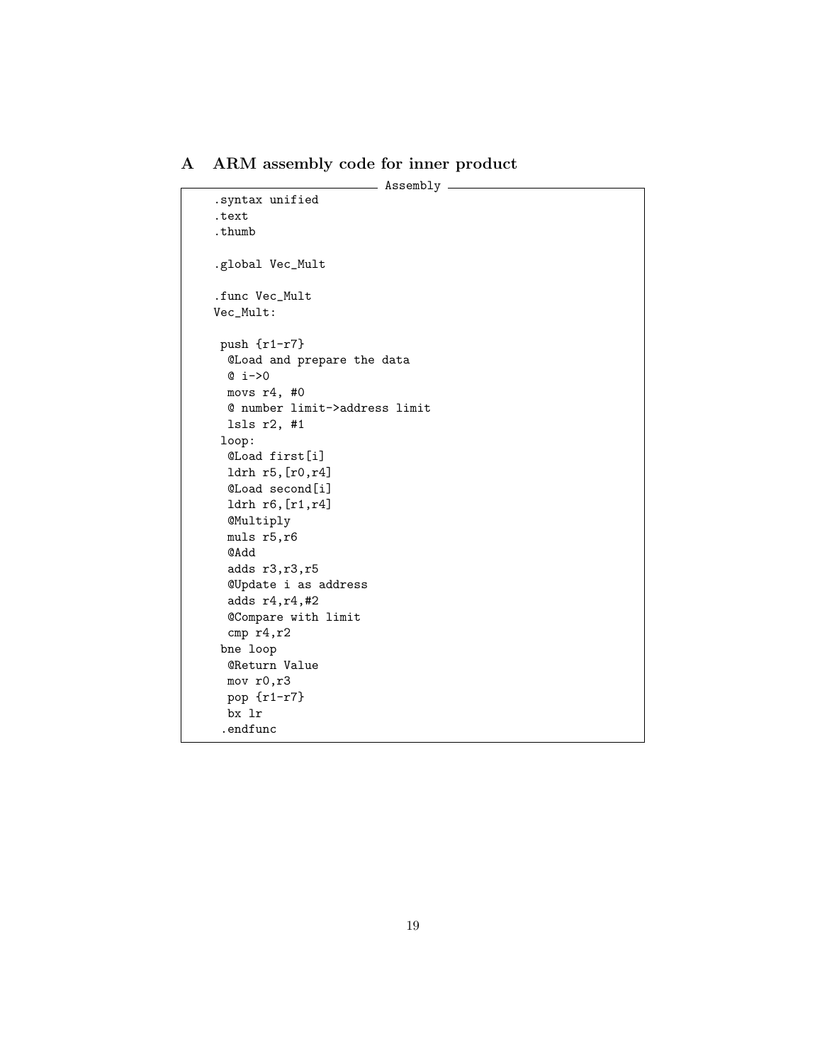# A ARM assembly code for inner product

```
.syntax unified
.text
.thumb

.global Vec_Mult

.func Vec_Mult
Vec_Mult:

 push {r1-r7}
  @Load and prepare the data
  @ i->0
  movs r4, #0
  @ number limit->address limit
  lsls r2, #1
 loop:
  @Load first[i]
  ldrh r5,[r0,r4]
  @Load second[i]
  ldrh r6,[r1,r4]
  @Multiply
  muls r5,r6
  @Add
  adds r3,r3,r5
  @Update i as address
  adds r4,r4,#2
  @Compare with limit
  cmp r4,r2
 bne loop
  @Return Value
  mov r0,r3
  pop {r1-r7}
  bx lr
 .endfunc
```